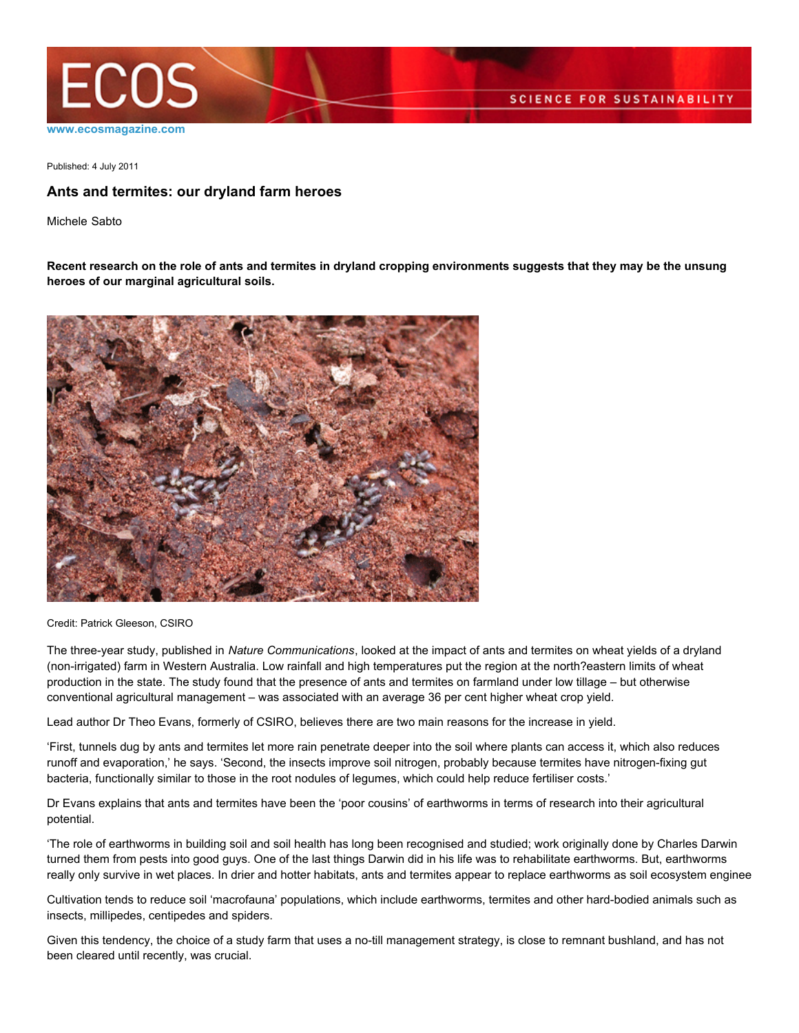www.ecosmagazine.com

Published: 4 July 2011

## Ants and termites: our dryland farm heroes

Michele Sabto

**Recent research on the role of ants and termites in dryland cropping environments suggests that they may be the unsung heroes of our marginal agricultural soils.**

Credit: Patrick Gleeson, CSIRO

The three-year study, published in *Nature Communications*, looked at the impact of ants and termites on wheat yields of a dryland (non-irrigated) farm in Western Australia. Low rainfall and high temperatures put the region at the north?eastern limits of wheat production in the state. The study found that the presence of ants and termites on farmland under low tillage – but otherwise conventional agricultural management – was associated with an average 36 per cent higher wheat crop yield.

Lead author Dr Theo Evans, formerly of CSIRO, believes there are two main reasons for the increase in yield.

'First, tunnels dug by ants and termites let more rain penetrate deeper into the soil where plants can access it, which also reduces runoff and evaporation,' he says. 'Second, the insects improve soil nitrogen, probably because termites have nitrogen-fixing gut bacteria, functionally similar to those in the root nodules of legumes, which could help reduce fertiliser costs.'

Dr Evans explains that ants and termites have been the 'poor cousins' of earthworms in terms of research into their agricultural potential.

'The role of earthworms in building soil and soil health has long been recognised and studied; work originally done by Charles Darwin turned them from pests into good guys. One of the last things Darwin did in his life was to rehabilitate earthworms. But, earthworms really only survive in wet places. In drier and hotter habitats, ants and termites appear to replace earthworms as soil ecosystem enginee

Cultivation tends to reduce soil 'macrofauna' populations, which include earthworms, termites and other hard-bodied animals such as insects, millipedes, centipedes and spiders.

Given this tendency, the choice of a study farm that uses a no-till management strategy, is close to remnant bushland, and has not been cleared until recently, was crucial.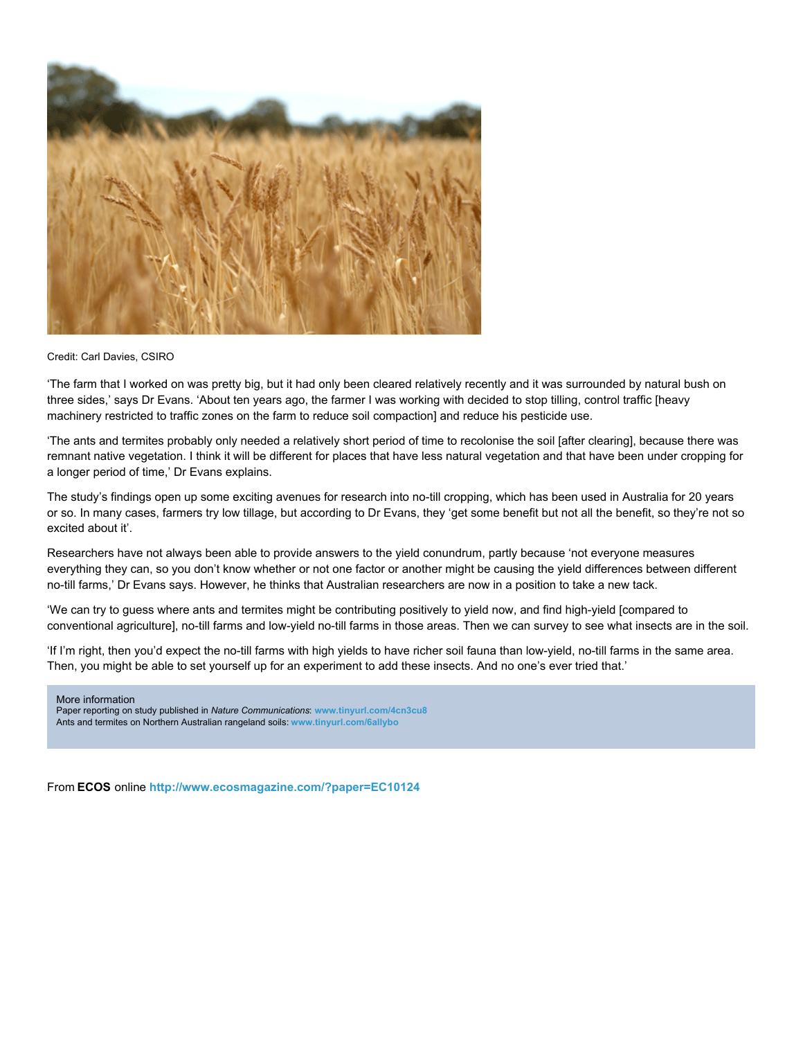Credit: Carl Davies, CSIRO

'The farm that I worked on was pretty big, but it had only been cleared relatively recently and it was surrounded by natural bush on three sides,' says Dr Evans. 'About ten years ago, the farmer I was working with decided to stop tilling, control traffic [heavy machinery restricted to traffic zones on the farm to reduce soil compaction] and reduce his pesticide use.

'The ants and termites probably only needed a relatively short period of time to recolonise the soil [after clearing], because there was remnant native vegetation. I think it will be different for places that have less natural vegetation and that have been under cropping for a longer period of time,' Dr Evans explains.

The study's findings open up some exciting avenues for research into no-till cropping, which has been used in Australia for 20 years or so. In many cases, farmers try low tillage, but according to Dr Evans, they 'get some benefit but not all the benefit, so they're not so excited about it'.

Researchers have not always been able to provide answers to the yield conundrum, partly because 'not everyone measures everything they can, so you don't know whether or not one factor or another might be causing the yield differences between different no-till farms,' Dr Evans says. However, he thinks that Australian researchers are now in a position to take a new tack.

'We can try to guess where ants and termites might be contributing positively to yield now, and find high-yield [compared to conventional agriculture], no-till farms and low-yield no-till farms in those areas. Then we can survey to see what insects are in the soil.

'If I'm right, then you'd expect the no-till farms with high yields to have richer soil fauna than low-yield, no-till farms in the same area. Then, you might be able to set yourself up for an experiment to add these insects. And no one's ever tried that.'

More information
Paper reporting on study published in *Nature Communications*: **www.tinyurl.com/4cn3cu8**
Ants and termites on Northern Australian rangeland soils: **www.tinyurl.com/6allybo**

From **ECOS** online **http://www.ecosmagazine.com/?paper=EC10124**